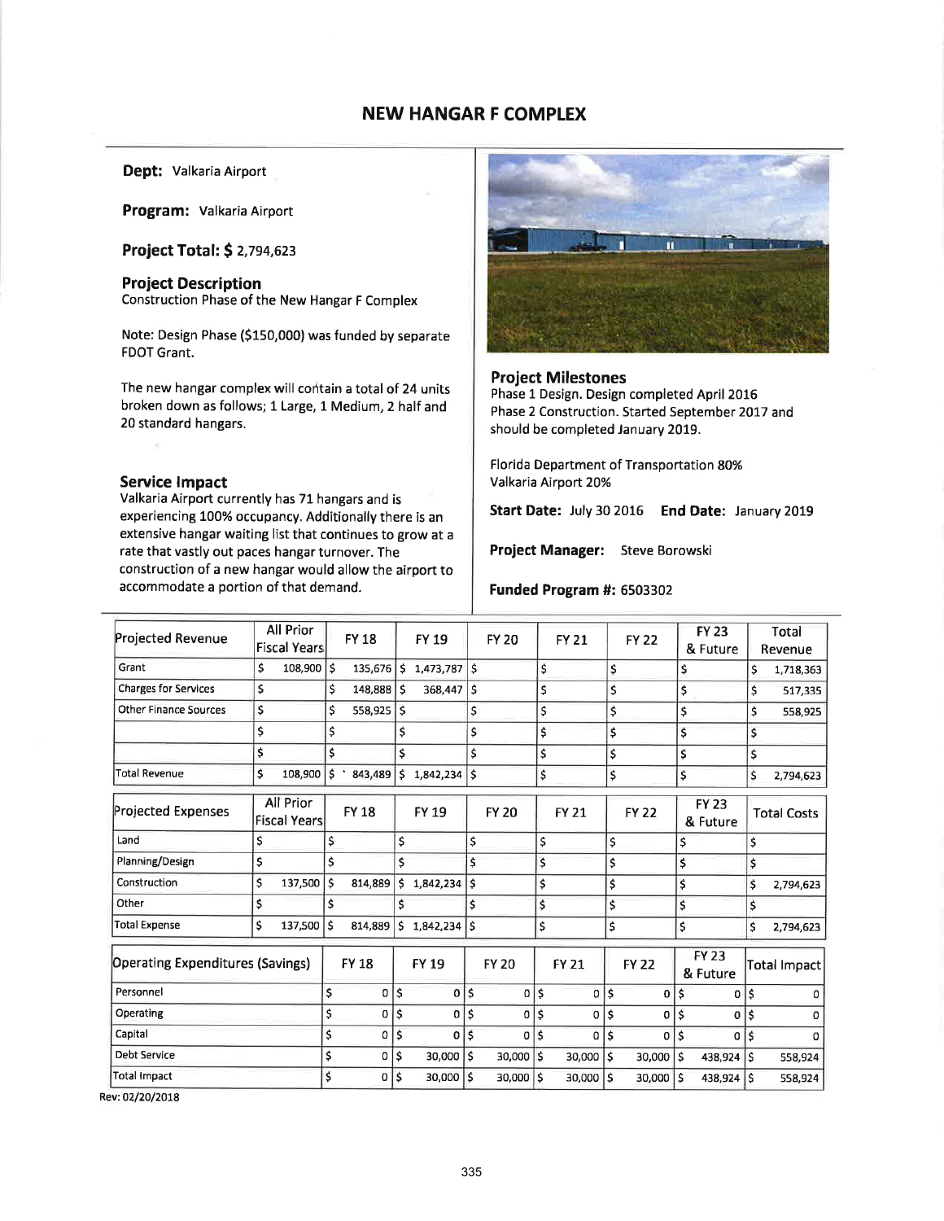# NEW HANGAR F COMPLEX

**Dept:** Valkaria Airport

**Program:** Valkaria Airport

**Project Total: $** 2,794,623

**Project Description**
Construction Phase of the New Hangar F Complex

Note: Design Phase ($150,000) was funded by separate FDOT Grant.

The new hangar complex will contain a total of 24 units broken down as follows; 1 Large, 1 Medium, 2 half and 20 standard hangars.

**Service Impact**
Valkaria Airport currently has 71 hangars and is experiencing 100% occupancy. Additionally there is an extensive hangar waiting list that continues to grow at a rate that vastly out paces hangar turnover. The construction of a new hangar would allow the airport to accommodate a portion of that demand.

**Project Milestones**
Phase 1 Design. Design completed April 2016
Phase 2 Construction. Started September 2017 and should be completed January 2019.

Florida Department of Transportation 80%
Valkaria Airport 20%

**Start Date:** July 30 2016 **End Date:** January 2019

**Project Manager:** Steve Borowski

**Funded Program #:** 6503302

| Projected Revenue | All Prior Fiscal Years | FY 18 | FY 19 | FY 20 | FY 21 | FY 22 | FY 23 & Future | Total Revenue |
|---|---|---|---|---|---|---|---|---|
| Grant | $ 108,900 | $ 135,676 | $ 1,473,787 | $ | $ | $ | $ | $ 1,718,363 |
| Charges for Services | $ | $ 148,888 | $ 368,447 | $ | $ | $ | $ | $ 517,335 |
| Other Finance Sources | $ | $ 558,925 | $ | $ | $ | $ | $ | $ 558,925 |
| | $ | $ | $ | $ | $ | $ | $ | $ |
| | $ | $ | $ | $ | $ | $ | $ | $ |
| Total Revenue | $ 108,900 | $ 843,489 | $ 1,842,234 | $ | $ | $ | $ | $ 2,794,623 |

| Projected Expenses | All Prior Fiscal Years | FY 18 | FY 19 | FY 20 | FY 21 | FY 22 | FY 23 & Future | Total Costs |
|---|---|---|---|---|---|---|---|---|
| Land | $ | $ | $ | $ | $ | $ | $ | $ |
| Planning/Design | $ | $ | $ | $ | $ | $ | $ | $ |
| Construction | $ 137,500 | $ 814,889 | $ 1,842,234 | $ | $ | $ | $ | $ 2,794,623 |
| Other | $ | $ | $ | $ | $ | $ | $ | $ |
| Total Expense | $ 137,500 | $ 814,889 | $ 1,842,234 | $ | $ | $ | $ | $ 2,794,623 |

| Operating Expenditures (Savings) | FY 18 | FY 19 | FY 20 | FY 21 | FY 22 | FY 23 & Future | Total Impact |
|---|---|---|---|---|---|---|---|
| Personnel | $ 0 | $ 0 | $ 0 | $ 0 | $ 0 | $ 0 | $ 0 |
| Operating | $ 0 | $ 0 | $ 0 | $ 0 | $ 0 | $ 0 | $ 0 |
| Capital | $ 0 | $ 0 | $ 0 | $ 0 | $ 0 | $ 0 | $ 0 |
| Debt Service | $ 0 | $ 30,000 | $ 30,000 | $ 30,000 | $ 30,000 | $ 438,924 | $ 558,924 |
| Total Impact | $ 0 | $ 30,000 | $ 30,000 | $ 30,000 | $ 30,000 | $ 438,924 | $ 558,924 |

Rev: 02/20/2018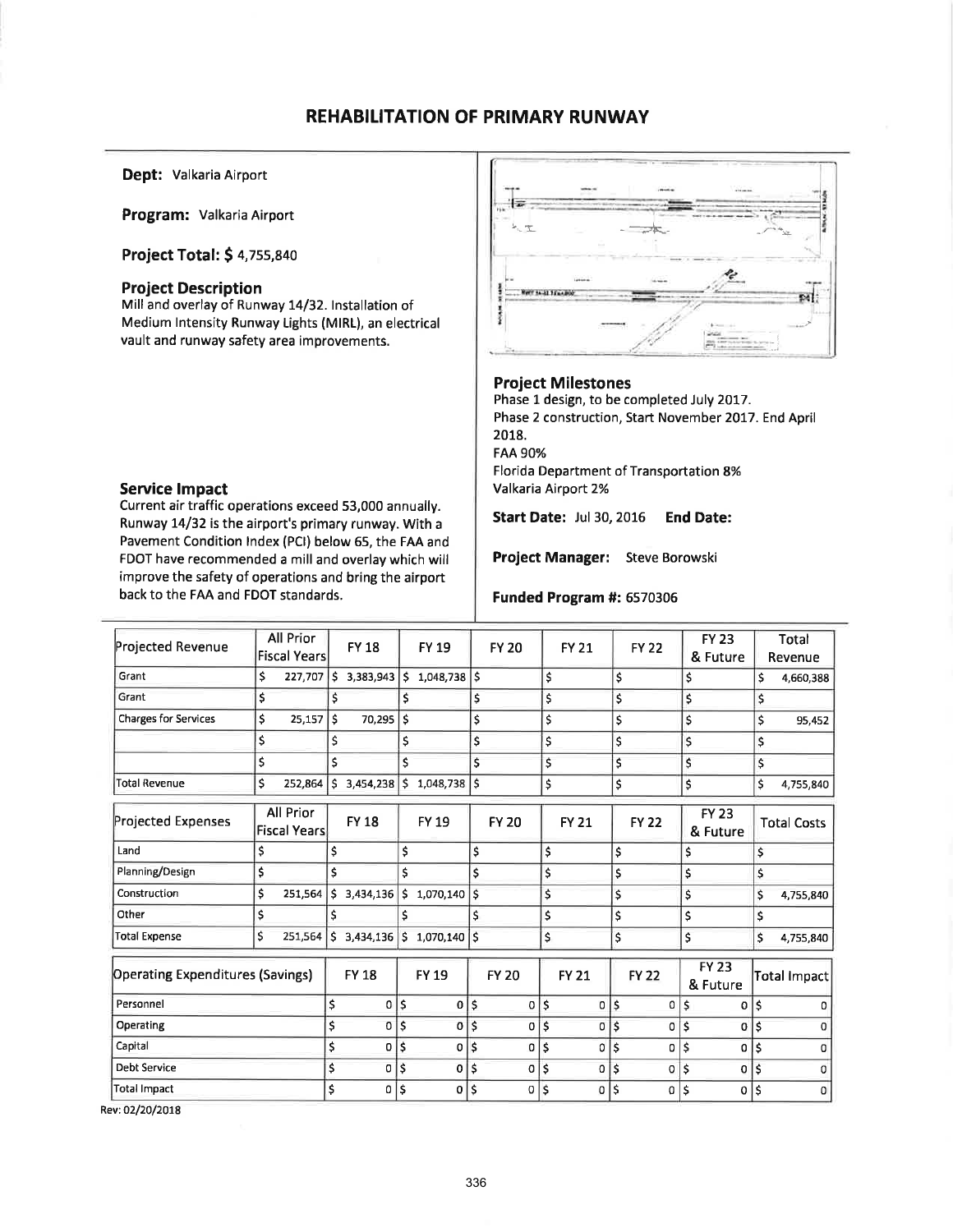# REHABILITATION OF PRIMARY RUNWAY

**Dept:** Valkaria Airport

**Program:** Valkaria Airport

**Project Total: $** 4,755,840

### Project Description

Mill and overlay of Runway 14/32. Installation of Medium Intensity Runway Lights (MIRL), an electrical vault and runway safety area improvements.

### Service Impact

Current air traffic operations exceed 53,000 annually. Runway 14/32 is the airport's primary runway. With a Pavement Condition Index (PCI) below 65, the FAA and FDOT have recommended a mill and overlay which will improve the safety of operations and bring the airport back to the FAA and FDOT standards.

### Project Milestones

Phase 1 design, to be completed July 2017.
Phase 2 construction, Start November 2017. End April 2018.
FAA 90%
Florida Department of Transportation 8%
Valkaria Airport 2%

**Start Date:** Jul 30, 2016 **End Date:**

**Project Manager:** Steve Borowski

**Funded Program #:** 6570306

| Projected Revenue | All Prior Fiscal Years | FY 18 | FY 19 | FY 20 | FY 21 | FY 22 | FY 23 & Future | Total Revenue |
|---|---|---|---|---|---|---|---|---|
| Grant | $ 227,707 | $ 3,383,943 | $ 1,048,738 | $ | $ | $ | $ | $ 4,660,388 |
| Grant | $ | $ | $ | $ | $ | $ | $ | $ |
| Charges for Services | $ 25,157 | $ 70,295 | $ | $ | $ | $ | $ | $ 95,452 |
| | $ | $ | $ | $ | $ | $ | $ | $ |
| | $ | $ | $ | $ | $ | $ | $ | $ |
| Total Revenue | $ 252,864 | $ 3,454,238 | $ 1,048,738 | $ | $ | $ | $ | $ 4,755,840 |

| Projected Expenses | All Prior Fiscal Years | FY 18 | FY 19 | FY 20 | FY 21 | FY 22 | FY 23 & Future | Total Costs |
|---|---|---|---|---|---|---|---|---|
| Land | $ | $ | $ | $ | $ | $ | $ | $ |
| Planning/Design | $ | $ | $ | $ | $ | $ | $ | $ |
| Construction | $ 251,564 | $ 3,434,136 | $ 1,070,140 | $ | $ | $ | $ | $ 4,755,840 |
| Other | $ | $ | $ | $ | $ | $ | $ | $ |
| Total Expense | $ 251,564 | $ 3,434,136 | $ 1,070,140 | $ | $ | $ | $ | $ 4,755,840 |

| Operating Expenditures (Savings) | FY 18 | FY 19 | FY 20 | FY 21 | FY 22 | FY 23 & Future | Total Impact |
|---|---|---|---|---|---|---|---|
| Personnel | $ 0 | $ 0 | $ 0 | $ 0 | $ 0 | $ 0 | $ 0 |
| Operating | $ 0 | $ 0 | $ 0 | $ 0 | $ 0 | $ 0 | $ 0 |
| Capital | $ 0 | $ 0 | $ 0 | $ 0 | $ 0 | $ 0 | $ 0 |
| Debt Service | $ 0 | $ 0 | $ 0 | $ 0 | $ 0 | $ 0 | $ 0 |
| Total Impact | $ 0 | $ 0 | $ 0 | $ 0 | $ 0 | $ 0 | $ 0 |

Rev: 02/20/2018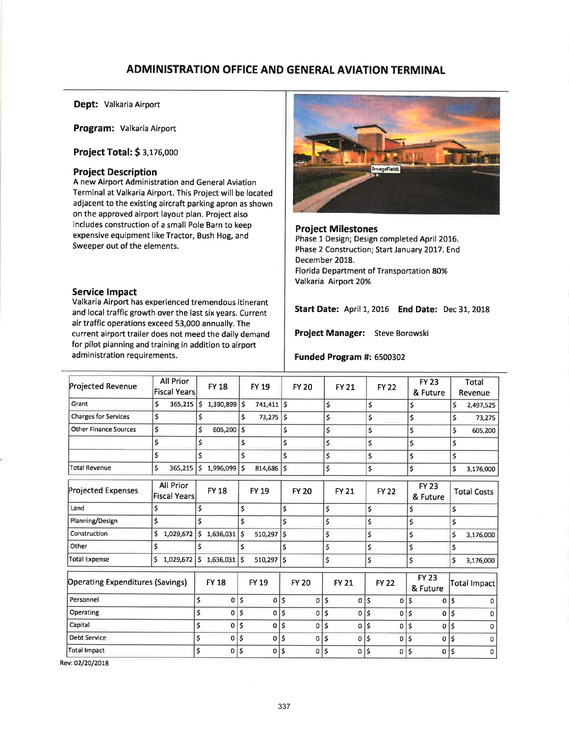# ADMINISTRATION OFFICE AND GENERAL AVIATION TERMINAL

**Dept:** Valkaria Airport

**Program:** Valkaria Airport

**Project Total: $** 3,176,000

### Project Description

A new Airport Administration and General Aviation Terminal at Valkaria Airport. This Project will be located adjacent to the existing aircraft parking apron as shown on the approved airport layout plan. Project also includes construction of a small Pole Barn to keep expensive equipment like Tractor, Bush Hog, and Sweeper out of the elements.

### Service Impact

Valkaria Airport has experienced tremendous itinerant and local traffic growth over the last six years. Current air traffic operations exceed 53,000 annually. The current airport trailer does not meed the daily demand for pilot planning and training in addition to airport administration requirements.

### Project Milestones

Phase 1 Design; Design completed April 2016.
Phase 2 Construction; Start January 2017. End December 2018.
Florida Department of Transportation 80%
Valkaria Airport 20%

**Start Date:** April 1, 2016 **End Date:** Dec 31, 2018

**Project Manager:** Steve Borowski

**Funded Program #:** 6500302

| Projected Revenue | All Prior Fiscal Years | FY 18 | FY 19 | FY 20 | FY 21 | FY 22 | FY 23 & Future | Total Revenue |
|---|---|---|---|---|---|---|---|---|
| Grant | $ 365,215 | $ 1,390,899 | $ 741,411 | $ | $ | $ | $ | $ 2,497,525 |
| Charges for Services | $ | $ | $ 73,275 | $ | $ | $ | $ | $ 73,275 |
| Other Finance Sources | $ | $ 605,200 | $ | $ | $ | $ | $ | $ 605,200 |
| | $ | $ | $ | $ | $ | $ | $ | $ |
| | $ | $ | $ | $ | $ | $ | $ | $ |
| Total Revenue | $ 365,215 | $ 1,996,099 | $ 814,686 | $ | $ | $ | $ | $ 3,176,000 |

| Projected Expenses | All Prior Fiscal Years | FY 18 | FY 19 | FY 20 | FY 21 | FY 22 | FY 23 & Future | Total Costs |
|---|---|---|---|---|---|---|---|---|
| Land | $ | $ | $ | $ | $ | $ | $ | $ |
| Planning/Design | $ | $ | $ | $ | $ | $ | $ | $ |
| Construction | $ 1,029,672 | $ 1,636,031 | $ 510,297 | $ | $ | $ | $ | $ 3,176,000 |
| Other | $ | $ | $ | $ | $ | $ | $ | $ |
| Total Expense | $ 1,029,672 | $ 1,636,031 | $ 510,297 | $ | $ | $ | $ | $ 3,176,000 |

| Operating Expenditures (Savings) | FY 18 | FY 19 | FY 20 | FY 21 | FY 22 | FY 23 & Future | Total Impact |
|---|---|---|---|---|---|---|---|
| Personnel | $ 0 | $ 0 | $ 0 | $ 0 | $ 0 | $ 0 | $ 0 |
| Operating | $ 0 | $ 0 | $ 0 | $ 0 | $ 0 | $ 0 | $ 0 |
| Capital | $ 0 | $ 0 | $ 0 | $ 0 | $ 0 | $ 0 | $ 0 |
| Debt Service | $ 0 | $ 0 | $ 0 | $ 0 | $ 0 | $ 0 | $ 0 |
| Total Impact | $ 0 | $ 0 | $ 0 | $ 0 | $ 0 | $ 0 | $ 0 |

Rev: 02/20/2018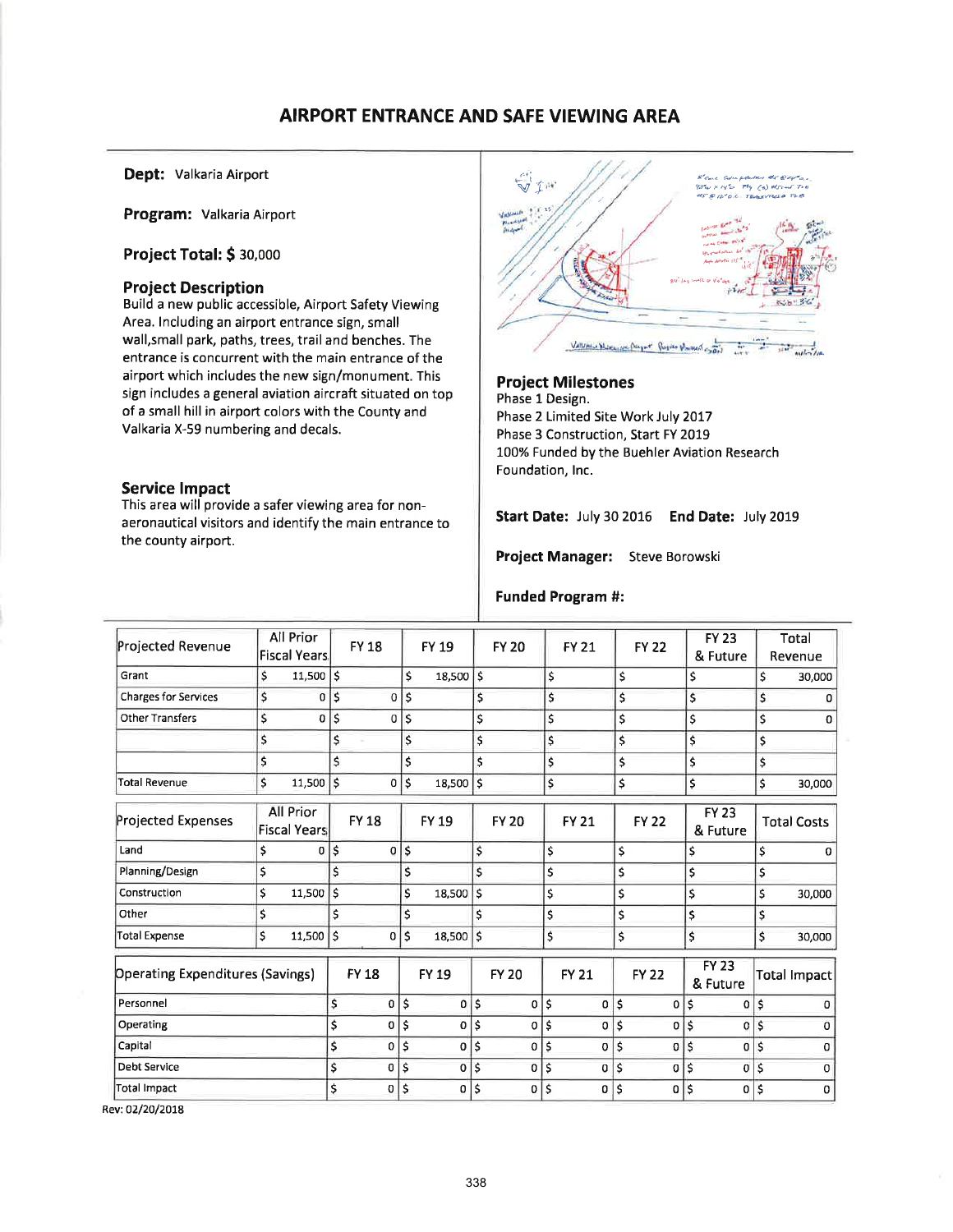# AIRPORT ENTRANCE AND SAFE VIEWING AREA

**Dept:** Valkaria Airport

**Program:** Valkaria Airport

**Project Total: $** 30,000

### Project Description

Build a new public accessible, Airport Safety Viewing Area. Including an airport entrance sign, small wall,small park, paths, trees, trail and benches. The entrance is concurrent with the main entrance of the airport which includes the new sign/monument. This sign includes a general aviation aircraft situated on top of a small hill in airport colors with the County and Valkaria X-59 numbering and decals.

### Service Impact

This area will provide a safer viewing area for non-aeronautical visitors and identify the main entrance to the county airport.

### Project Milestones

Phase 1 Design.
Phase 2 Limited Site Work July 2017
Phase 3 Construction, Start FY 2019
100% Funded by the Buehler Aviation Research Foundation, Inc.

**Start Date:** July 30 2016 **End Date:** July 2019

**Project Manager:** Steve Borowski

**Funded Program #:**

| Projected Revenue | All Prior Fiscal Years | FY 18 | FY 19 | FY 20 | FY 21 | FY 22 | FY 23 & Future | Total Revenue |
|---|---|---|---|---|---|---|---|---|
| Grant | $ 11,500 | $ | $ 18,500 | $ | $ | $ | $ | $ 30,000 |
| Charges for Services | $ 0 | $ 0 | $ | $ | $ | $ | $ | $ 0 |
| Other Transfers | $ 0 | $ 0 | $ | $ | $ | $ | $ | $ 0 |
| | $ | $ | $ | $ | $ | $ | $ | $ |
| | $ | $ | $ | $ | $ | $ | $ | $ |
| Total Revenue | $ 11,500 | $ 0 | $ 18,500 | $ | $ | $ | $ | $ 30,000 |

| Projected Expenses | All Prior Fiscal Years | FY 18 | FY 19 | FY 20 | FY 21 | FY 22 | FY 23 & Future | Total Costs |
|---|---|---|---|---|---|---|---|---|
| Land | $ 0 | $ 0 | $ | $ | $ | $ | $ | $ 0 |
| Planning/Design | $ | $ | $ | $ | $ | $ | $ | $ |
| Construction | $ 11,500 | $ | $ 18,500 | $ | $ | $ | $ | $ 30,000 |
| Other | $ | $ | $ | $ | $ | $ | $ | $ |
| Total Expense | $ 11,500 | $ 0 | $ 18,500 | $ | $ | $ | $ | $ 30,000 |

| Operating Expenditures (Savings) | FY 18 | FY 19 | FY 20 | FY 21 | FY 22 | FY 23 & Future | Total Impact |
|---|---|---|---|---|---|---|---|
| Personnel | $ 0 | $ 0 | $ 0 | $ 0 | $ 0 | $ 0 | $ 0 |
| Operating | $ 0 | $ 0 | $ 0 | $ 0 | $ 0 | $ 0 | $ 0 |
| Capital | $ 0 | $ 0 | $ 0 | $ 0 | $ 0 | $ 0 | $ 0 |
| Debt Service | $ 0 | $ 0 | $ 0 | $ 0 | $ 0 | $ 0 | $ 0 |
| Total Impact | $ 0 | $ 0 | $ 0 | $ 0 | $ 0 | $ 0 | $ 0 |

Rev: 02/20/2018